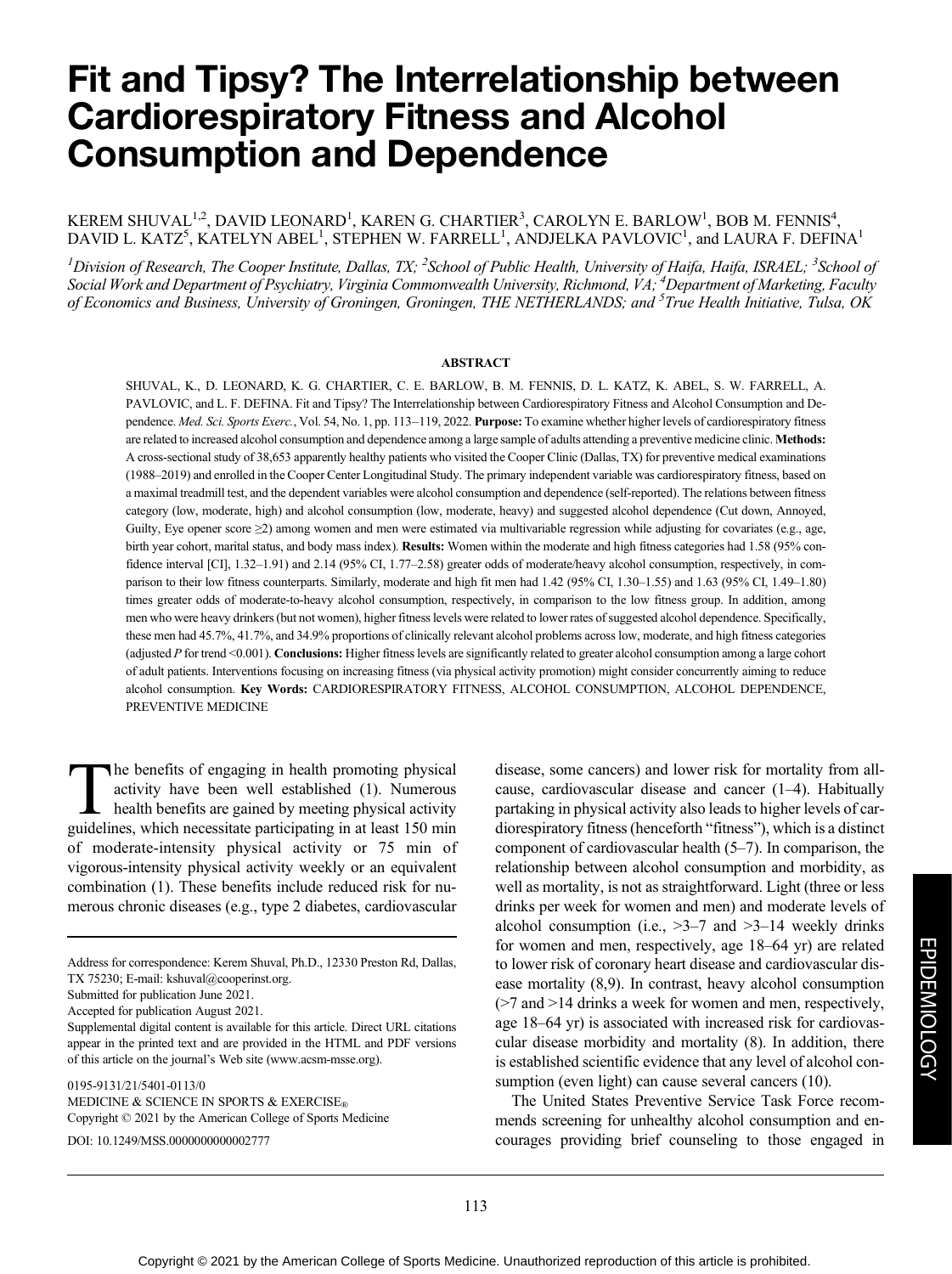# Fit and Tipsy? The Interrelationship between Cardiorespiratory Fitness and Alcohol Consumption and Dependence

KEREM SHUVAL[1,2], DAVID LEONARD[1], KAREN G. CHARTIER[3], CAROLYN E. BARLOW[1], BOB M. FENNIS[4], DAVID L. KATZ[5], KATELYN ABEL[1], STEPHEN W. FARRELL[1], ANDJELKA PAVLOVIC[1], and LAURA F. DEFINA[1]

*[1]Division of Research, The Cooper Institute, Dallas, TX; [2]School of Public Health, University of Haifa, Haifa, ISRAEL; [3]School of Social Work and Department of Psychiatry, Virginia Commonwealth University, Richmond, VA; [4]Department of Marketing, Faculty of Economics and Business, University of Groningen, Groningen, THE NETHERLANDS; and [5]True Health Initiative, Tulsa, OK*

## ABSTRACT

SHUVAL, K., D. LEONARD, K. G. CHARTIER, C. E. BARLOW, B. M. FENNIS, D. L. KATZ, K. ABEL, S. W. FARRELL, A. PAVLOVIC, and L. F. DEFINA. Fit and Tipsy? The Interrelationship between Cardiorespiratory Fitness and Alcohol Consumption and Dependence. *Med. Sci. Sports Exerc.*, Vol. 54, No. 1, pp. 113–119, 2022. **Purpose:** To examine whether higher levels of cardiorespiratory fitness are related to increased alcohol consumption and dependence among a large sample of adults attending a preventive medicine clinic. **Methods:** A cross-sectional study of 38,653 apparently healthy patients who visited the Cooper Clinic (Dallas, TX) for preventive medical examinations (1988–2019) and enrolled in the Cooper Center Longitudinal Study. The primary independent variable was cardiorespiratory fitness, based on a maximal treadmill test, and the dependent variables were alcohol consumption and dependence (self-reported). The relations between fitness category (low, moderate, high) and alcohol consumption (low, moderate, heavy) and suggested alcohol dependence (Cut down, Annoyed, Guilty, Eye opener score ≥2) among women and men were estimated via multivariable regression while adjusting for covariates (e.g., age, birth year cohort, marital status, and body mass index). **Results:** Women within the moderate and high fitness categories had 1.58 (95% confidence interval [CI], 1.32–1.91) and 2.14 (95% CI, 1.77–2.58) greater odds of moderate/heavy alcohol consumption, respectively, in comparison to their low fitness counterparts. Similarly, moderate and high fit men had 1.42 (95% CI, 1.30–1.55) and 1.63 (95% CI, 1.49–1.80) times greater odds of moderate-to-heavy alcohol consumption, respectively, in comparison to the low fitness group. In addition, among men who were heavy drinkers (but not women), higher fitness levels were related to lower rates of suggested alcohol dependence. Specifically, these men had 45.7%, 41.7%, and 34.9% proportions of clinically relevant alcohol problems across low, moderate, and high fitness categories (adjusted $P$ for trend <0.001). **Conclusions:** Higher fitness levels are significantly related to greater alcohol consumption among a large cohort of adult patients. Interventions focusing on increasing fitness (via physical activity promotion) might consider concurrently aiming to reduce alcohol consumption. **Key Words:** CARDIORESPIRATORY FITNESS, ALCOHOL CONSUMPTION, ALCOHOL DEPENDENCE, PREVENTIVE MEDICINE

The benefits of engaging in health promoting physical activity have been well established (1). Numerous health benefits are gained by meeting physical activity guidelines, which necessitate participating in at least 150 min of moderate-intensity physical activity or 75 min of vigorous-intensity physical activity weekly or an equivalent combination (1). These benefits include reduced risk for numerous chronic diseases (e.g., type 2 diabetes, cardiovascular disease, some cancers) and lower risk for mortality from all-cause, cardiovascular disease and cancer (1–4). Habitually partaking in physical activity also leads to higher levels of cardiorespiratory fitness (henceforth “fitness”), which is a distinct component of cardiovascular health (5–7). In comparison, the relationship between alcohol consumption and morbidity, as well as mortality, is not as straightforward. Light (three or less drinks per week for women and men) and moderate levels of alcohol consumption (i.e., >3–7 and >3–14 weekly drinks for women and men, respectively, age 18–64 yr) are related to lower risk of coronary heart disease and cardiovascular disease mortality (8,9). In contrast, heavy alcohol consumption (>7 and >14 drinks a week for women and men, respectively, age 18–64 yr) is associated with increased risk for cardiovascular disease morbidity and mortality (8). In addition, there is established scientific evidence that any level of alcohol consumption (even light) can cause several cancers (10).

The United States Preventive Service Task Force recommends screening for unhealthy alcohol consumption and encourages providing brief counseling to those engaged in

---

Address for correspondence: Kerem Shuval, Ph.D., 12330 Preston Rd, Dallas, TX 75230; E-mail: kshuval@cooperinst.org.

Submitted for publication June 2021.

Accepted for publication August 2021.

Supplemental digital content is available for this article. Direct URL citations appear in the printed text and are provided in the HTML and PDF versions of this article on the journal's Web site (www.acsm-msse.org).

0195-9131/21/5401-0113/0
MEDICINE & SCIENCE IN SPORTS & EXERCISE®
Copyright © 2021 by the American College of Sports Medicine

DOI: 10.1249/MSS.0000000000002777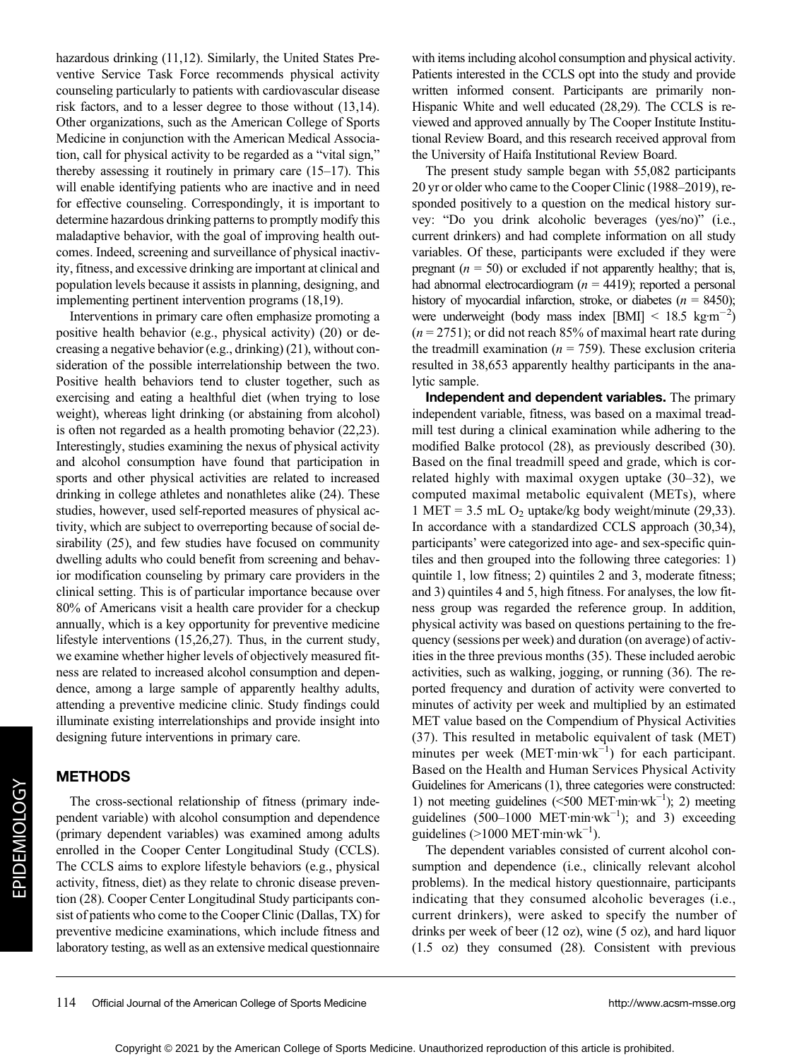hazardous drinking (11,12). Similarly, the United States Preventive Service Task Force recommends physical activity counseling particularly to patients with cardiovascular disease risk factors, and to a lesser degree to those without (13,14). Other organizations, such as the American College of Sports Medicine in conjunction with the American Medical Association, call for physical activity to be regarded as a "vital sign," thereby assessing it routinely in primary care (15–17). This will enable identifying patients who are inactive and in need for effective counseling. Correspondingly, it is important to determine hazardous drinking patterns to promptly modify this maladaptive behavior, with the goal of improving health outcomes. Indeed, screening and surveillance of physical inactivity, fitness, and excessive drinking are important at clinical and population levels because it assists in planning, designing, and implementing pertinent intervention programs (18,19).

Interventions in primary care often emphasize promoting a positive health behavior (e.g., physical activity) (20) or decreasing a negative behavior (e.g., drinking) (21), without consideration of the possible interrelationship between the two. Positive health behaviors tend to cluster together, such as exercising and eating a healthful diet (when trying to lose weight), whereas light drinking (or abstaining from alcohol) is often not regarded as a health promoting behavior (22,23). Interestingly, studies examining the nexus of physical activity and alcohol consumption have found that participation in sports and other physical activities are related to increased drinking in college athletes and nonathletes alike (24). These studies, however, used self-reported measures of physical activity, which are subject to overreporting because of social desirability (25), and few studies have focused on community dwelling adults who could benefit from screening and behavior modification counseling by primary care providers in the clinical setting. This is of particular importance because over 80% of Americans visit a health care provider for a checkup annually, which is a key opportunity for preventive medicine lifestyle interventions (15,26,27). Thus, in the current study, we examine whether higher levels of objectively measured fitness are related to increased alcohol consumption and dependence, among a large sample of apparently healthy adults, attending a preventive medicine clinic. Study findings could illuminate existing interrelationships and provide insight into designing future interventions in primary care.

## METHODS

The cross-sectional relationship of fitness (primary independent variable) with alcohol consumption and dependence (primary dependent variables) was examined among adults enrolled in the Cooper Center Longitudinal Study (CCLS). The CCLS aims to explore lifestyle behaviors (e.g., physical activity, fitness, diet) as they relate to chronic disease prevention (28). Cooper Center Longitudinal Study participants consist of patients who come to the Cooper Clinic (Dallas, TX) for preventive medicine examinations, which include fitness and laboratory testing, as well as an extensive medical questionnaire with items including alcohol consumption and physical activity. Patients interested in the CCLS opt into the study and provide written informed consent. Participants are primarily non-Hispanic White and well educated (28,29). The CCLS is reviewed and approved annually by The Cooper Institute Institutional Review Board, and this research received approval from the University of Haifa Institutional Review Board.

The present study sample began with 55,082 participants 20 yr or older who came to the Cooper Clinic (1988–2019), responded positively to a question on the medical history survey: "Do you drink alcoholic beverages (yes/no)" (i.e., current drinkers) and had complete information on all study variables. Of these, participants were excluded if they were pregnant ($n$ = 50) or excluded if not apparently healthy; that is, had abnormal electrocardiogram ($n$ = 4419); reported a personal history of myocardial infarction, stroke, or diabetes ($n$ = 8450); were underweight (body mass index [BMI] < 18.5 $kg \cdot m^{-2}$) ($n$ = 2751); or did not reach 85% of maximal heart rate during the treadmill examination ($n$ = 759). These exclusion criteria resulted in 38,653 apparently healthy participants in the analytic sample.

**Independent and dependent variables.** The primary independent variable, fitness, was based on a maximal treadmill test during a clinical examination while adhering to the modified Balke protocol (28), as previously described (30). Based on the final treadmill speed and grade, which is correlated highly with maximal oxygen uptake (30–32), we computed maximal metabolic equivalent (METs), where 1 MET = 3.5 mL $O_2$ uptake/kg body weight/minute (29,33). In accordance with a standardized CCLS approach (30,34), participants' were categorized into age- and sex-specific quintiles and then grouped into the following three categories: 1) quintile 1, low fitness; 2) quintiles 2 and 3, moderate fitness; and 3) quintiles 4 and 5, high fitness. For analyses, the low fitness group was regarded the reference group. In addition, physical activity was based on questions pertaining to the frequency (sessions per week) and duration (on average) of activities in the three previous months (35). These included aerobic activities, such as walking, jogging, or running (36). The reported frequency and duration of activity were converted to minutes of activity per week and multiplied by an estimated MET value based on the Compendium of Physical Activities (37). This resulted in metabolic equivalent of task (MET) minutes per week ($MET \cdot min \cdot wk^{-1}$) for each participant. Based on the Health and Human Services Physical Activity Guidelines for Americans (1), three categories were constructed: 1) not meeting guidelines (<500 $MET \cdot min \cdot wk^{-1}$); 2) meeting guidelines (500–1000 $MET \cdot min \cdot wk^{-1}$); and 3) exceeding guidelines (>1000 $MET \cdot min \cdot wk^{-1}$).

The dependent variables consisted of current alcohol consumption and dependence (i.e., clinically relevant alcohol problems). In the medical history questionnaire, participants indicating that they consumed alcoholic beverages (i.e., current drinkers), were asked to specify the number of drinks per week of beer (12 oz), wine (5 oz), and hard liquor (1.5 oz) they consumed (28). Consistent with previous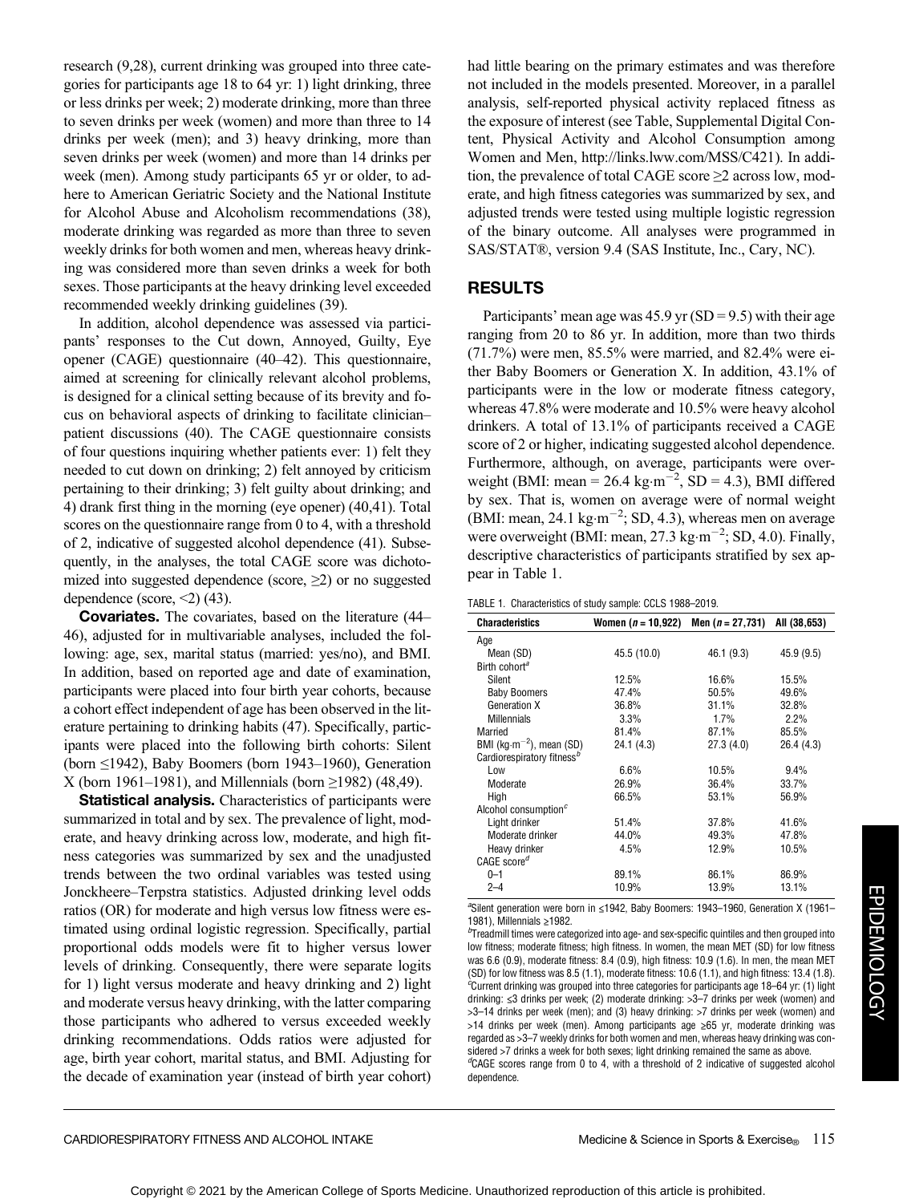research (9,28), current drinking was grouped into three categories for participants age 18 to 64 yr: 1) light drinking, three or less drinks per week; 2) moderate drinking, more than three to seven drinks per week (women) and more than three to 14 drinks per week (men); and 3) heavy drinking, more than seven drinks per week (women) and more than 14 drinks per week (men). Among study participants 65 yr or older, to adhere to American Geriatric Society and the National Institute for Alcohol Abuse and Alcoholism recommendations (38), moderate drinking was regarded as more than three to seven weekly drinks for both women and men, whereas heavy drinking was considered more than seven drinks a week for both sexes. Those participants at the heavy drinking level exceeded recommended weekly drinking guidelines (39).

In addition, alcohol dependence was assessed via participants' responses to the Cut down, Annoyed, Guilty, Eye opener (CAGE) questionnaire (40–42). This questionnaire, aimed at screening for clinically relevant alcohol problems, is designed for a clinical setting because of its brevity and focus on behavioral aspects of drinking to facilitate clinician–patient discussions (40). The CAGE questionnaire consists of four questions inquiring whether patients ever: 1) felt they needed to cut down on drinking; 2) felt annoyed by criticism pertaining to their drinking; 3) felt guilty about drinking; and 4) drank first thing in the morning (eye opener) (40,41). Total scores on the questionnaire range from 0 to 4, with a threshold of 2, indicative of suggested alcohol dependence (41). Subsequently, in the analyses, the total CAGE score was dichotomized into suggested dependence (score, ≥2) or no suggested dependence (score, <2) (43).

**Covariates.** The covariates, based on the literature (44–46), adjusted for in multivariable analyses, included the following: age, sex, marital status (married: yes/no), and BMI. In addition, based on reported age and date of examination, participants were placed into four birth year cohorts, because a cohort effect independent of age has been observed in the literature pertaining to drinking habits (47). Specifically, participants were placed into the following birth cohorts: Silent (born ≤1942), Baby Boomers (born 1943–1960), Generation X (born 1961–1981), and Millennials (born ≥1982) (48,49).

**Statistical analysis.** Characteristics of participants were summarized in total and by sex. The prevalence of light, moderate, and heavy drinking across low, moderate, and high fitness categories was summarized by sex and the unadjusted trends between the two ordinal variables was tested using Jonckheere–Terpstra statistics. Adjusted drinking level odds ratios (OR) for moderate and high versus low fitness were estimated using ordinal logistic regression. Specifically, partial proportional odds models were fit to higher versus lower levels of drinking. Consequently, there were separate logits for 1) light versus moderate and heavy drinking and 2) light and moderate versus heavy drinking, with the latter comparing those participants who adhered to versus exceeded weekly drinking recommendations. Odds ratios were adjusted for age, birth year cohort, marital status, and BMI. Adjusting for the decade of examination year (instead of birth year cohort) had little bearing on the primary estimates and was therefore not included in the models presented. Moreover, in a parallel analysis, self-reported physical activity replaced fitness as the exposure of interest (see Table, Supplemental Digital Content, Physical Activity and Alcohol Consumption among Women and Men, http://links.lww.com/MSS/C421). In addition, the prevalence of total CAGE score ≥2 across low, moderate, and high fitness categories was summarized by sex, and adjusted trends were tested using multiple logistic regression of the binary outcome. All analyses were programmed in SAS/STAT®, version 9.4 (SAS Institute, Inc., Cary, NC).

## RESULTS

Participants' mean age was 45.9 yr (SD = 9.5) with their age ranging from 20 to 86 yr. In addition, more than two thirds (71.7%) were men, 85.5% were married, and 82.4% were either Baby Boomers or Generation X. In addition, 43.1% of participants were in the low or moderate fitness category, whereas 47.8% were moderate and 10.5% were heavy alcohol drinkers. A total of 13.1% of participants received a CAGE score of 2 or higher, indicating suggested alcohol dependence. Furthermore, although, on average, participants were overweight (BMI: mean = 26.4 $kg \cdot m^{-2}$, SD = 4.3), BMI differed by sex. That is, women on average were of normal weight (BMI: mean, 24.1 $kg \cdot m^{-2}$; SD, 4.3), whereas men on average were overweight (BMI: mean, 27.3 $kg \cdot m^{-2}$; SD, 4.0). Finally, descriptive characteristics of participants stratified by sex appear in Table 1.

TABLE 1. Characteristics of study sample: CCLS 1988–2019.

| Characteristics | Women ($n$ = 10,922) | Men ($n$ = 27,731) | All (38,653) |
|---|---|---|---|
| Age | | | |
| Mean (SD) | 45.5 (10.0) | 46.1 (9.3) | 45.9 (9.5) |
| Birth cohort[a] | | | |
| Silent | 12.5% | 16.6% | 15.5% |
| Baby Boomers | 47.4% | 50.5% | 49.6% |
| Generation X | 36.8% | 31.1% | 32.8% |
| Millennials | 3.3% | 1.7% | 2.2% |
| Married | 81.4% | 87.1% | 85.5% |
| BMI ($kg \cdot m^{-2}$), mean (SD) | 24.1 (4.3) | 27.3 (4.0) | 26.4 (4.3) |
| Cardiorespiratory fitness[b] | | | |
| Low | 6.6% | 10.5% | 9.4% |
| Moderate | 26.9% | 36.4% | 33.7% |
| High | 66.5% | 53.1% | 56.9% |
| Alcohol consumption[c] | | | |
| Light drinker | 51.4% | 37.8% | 41.6% |
| Moderate drinker | 44.0% | 49.3% | 47.8% |
| Heavy drinker | 4.5% | 12.9% | 10.5% |
| CAGE score[d] | | | |
| 0–1 | 89.1% | 86.1% | 86.9% |
| 2–4 | 10.9% | 13.9% | 13.1% |

[a]Silent generation were born in ≤1942, Baby Boomers: 1943–1960, Generation X (1961–1981), Millennials ≥1982.
[b]Treadmill times were categorized into age- and sex-specific quintiles and then grouped into low fitness; moderate fitness; high fitness. In women, the mean MET (SD) for low fitness was 6.6 (0.9), moderate fitness: 8.4 (0.9), high fitness: 10.9 (1.6). In men, the mean MET (SD) for low fitness was 8.5 (1.1), moderate fitness: 10.6 (1.1), and high fitness: 13.4 (1.8).
[c]Current drinking was grouped into three categories for participants age 18–64 yr: (1) light drinking: ≤3 drinks per week; (2) moderate drinking: >3–7 drinks per week (women) and >3–14 drinks per week (men); and (3) heavy drinking: >7 drinks per week (women) and >14 drinks per week (men). Among participants age ≥65 yr, moderate drinking was regarded as >3–7 weekly drinks for both women and men, whereas heavy drinking was considered >7 drinks a week for both sexes; light drinking remained the same as above.
[d]CAGE scores range from 0 to 4, with a threshold of 2 indicative of suggested alcohol dependence.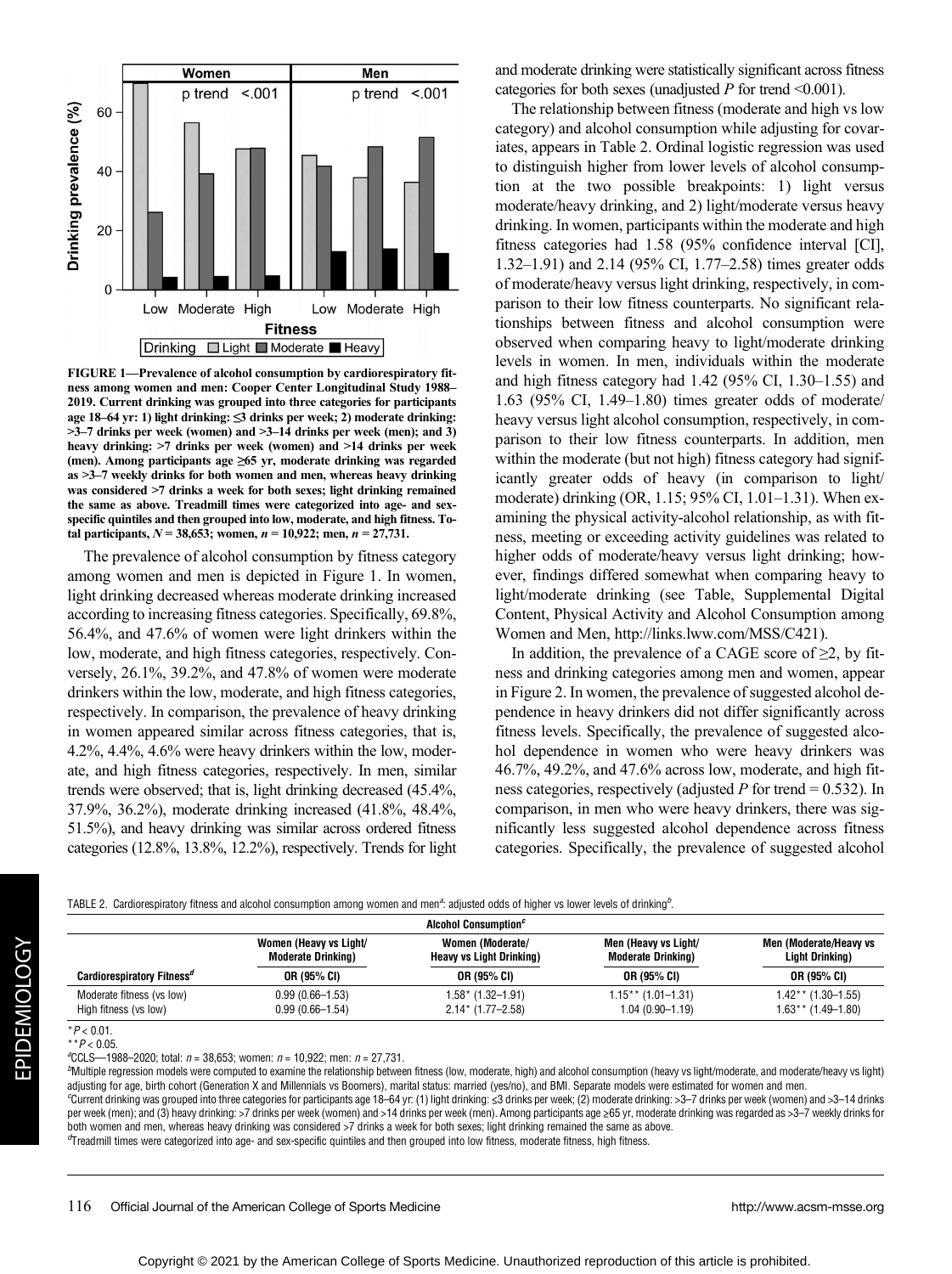FIGURE 1—Prevalence of alcohol consumption by cardiorespiratory fitness among women and men: Cooper Center Longitudinal Study 1988–2019. Current drinking was grouped into three categories for participants age 18–64 yr: 1) light drinking: ≤3 drinks per week; 2) moderate drinking: >3–7 drinks per week (women) and >3–14 drinks per week (men); and 3) heavy drinking: >7 drinks per week (women) and >14 drinks per week (men). Among participants age ≥65 yr, moderate drinking was regarded as >3–7 weekly drinks for both women and men, whereas heavy drinking was considered >7 drinks a week for both sexes; light drinking remained the same as above. Treadmill times were categorized into age- and sex-specific quintiles and then grouped into low, moderate, and high fitness. Total participants, $N$ = 38,653; women, $n$ = 10,922; men, $n$ = 27,731.

The prevalence of alcohol consumption by fitness category among women and men is depicted in Figure 1. In women, light drinking decreased whereas moderate drinking increased according to increasing fitness categories. Specifically, 69.8%, 56.4%, and 47.6% of women were light drinkers within the low, moderate, and high fitness categories, respectively. Conversely, 26.1%, 39.2%, and 47.8% of women were moderate drinkers within the low, moderate, and high fitness categories, respectively. In comparison, the prevalence of heavy drinking in women appeared similar across fitness categories, that is, 4.2%, 4.4%, 4.6% were heavy drinkers within the low, moderate, and high fitness categories, respectively. In men, similar trends were observed; that is, light drinking decreased (45.4%, 37.9%, 36.2%), moderate drinking increased (41.8%, 48.4%, 51.5%), and heavy drinking was similar across ordered fitness categories (12.8%, 13.8%, 12.2%), respectively. Trends for light and moderate drinking were statistically significant across fitness categories for both sexes (unadjusted $P$ for trend <0.001).

The relationship between fitness (moderate and high vs low category) and alcohol consumption while adjusting for covariates, appears in Table 2. Ordinal logistic regression was used to distinguish higher from lower levels of alcohol consumption at the two possible breakpoints: 1) light versus moderate/heavy drinking, and 2) light/moderate versus heavy drinking. In women, participants within the moderate and high fitness categories had 1.58 (95% confidence interval [CI], 1.32–1.91) and 2.14 (95% CI, 1.77–2.58) times greater odds of moderate/heavy versus light drinking, respectively, in comparison to their low fitness counterparts. No significant relationships between fitness and alcohol consumption were observed when comparing heavy to light/moderate drinking levels in women. In men, individuals within the moderate and high fitness category had 1.42 (95% CI, 1.30–1.55) and 1.63 (95% CI, 1.49–1.80) times greater odds of moderate/heavy versus light alcohol consumption, respectively, in comparison to their low fitness counterparts. In addition, men within the moderate (but not high) fitness category had significantly greater odds of heavy (in comparison to light/moderate) drinking (OR, 1.15; 95% CI, 1.01–1.31). When examining the physical activity-alcohol relationship, as with fitness, meeting or exceeding activity guidelines was related to higher odds of moderate/heavy versus light drinking; however, findings differed somewhat when comparing heavy to light/moderate drinking (see Table, Supplemental Digital Content, Physical Activity and Alcohol Consumption among Women and Men, http://links.lww.com/MSS/C421).

In addition, the prevalence of a CAGE score of ≥2, by fitness and drinking categories among men and women, appear in Figure 2. In women, the prevalence of suggested alcohol dependence in heavy drinkers did not differ significantly across fitness levels. Specifically, the prevalence of suggested alcohol dependence in women who were heavy drinkers was 46.7%, 49.2%, and 47.6% across low, moderate, and high fitness categories, respectively (adjusted $P$ for trend = 0.532). In comparison, in men who were heavy drinkers, there was significantly less suggested alcohol dependence across fitness categories. Specifically, the prevalence of suggested alcohol

TABLE 2. Cardiorespiratory fitness and alcohol consumption among women and men[a]: adjusted odds of higher vs lower levels of drinking[b].

| | Alcohol Consumption[c] | | | |
|---|---|---|---|---|
| | Women (Heavy vs Light/ Moderate Drinking) | Women (Moderate/ Heavy vs Light Drinking) | Men (Heavy vs Light/ Moderate Drinking) | Men (Moderate/Heavy vs Light Drinking) |
| Cardiorespiratory Fitness[d] | OR (95% CI) | OR (95% CI) | OR (95% CI) | OR (95% CI) |
| Moderate fitness (vs low) | 0.99 (0.66–1.53) | 1.58* (1.32–1.91) | 1.15** (1.01–1.31) | 1.42** (1.30–1.55) |
| High fitness (vs low) | 0.99 (0.66–1.54) | 2.14* (1.77–2.58) | 1.04 (0.90–1.19) | 1.63** (1.49–1.80) |

*$P$ < 0.01.

**$P$ < 0.05.

[a]CCLS—1988–2020; total: $n$ = 38,653; women: $n$ = 10,922; men: $n$ = 27,731.

[b]Multiple regression models were computed to examine the relationship between fitness (low, moderate, high) and alcohol consumption (heavy vs light/moderate, and moderate/heavy vs light) adjusting for age, birth cohort (Generation X and Millennials vs Boomers), marital status: married (yes/no), and BMI. Separate models were estimated for women and men.

[c]Current drinking was grouped into three categories for participants age 18–64 yr: (1) light drinking: ≤3 drinks per week; (2) moderate drinking: >3–7 drinks per week (women) and >3–14 drinks per week (men); and (3) heavy drinking: >7 drinks per week (women) and >14 drinks per week (men). Among participants age ≥65 yr, moderate drinking was regarded as >3–7 weekly drinks for both women and men, whereas heavy drinking was considered >7 drinks a week for both sexes; light drinking remained the same as above.

[d]Treadmill times were categorized into age- and sex-specific quintiles and then grouped into low fitness, moderate fitness, high fitness.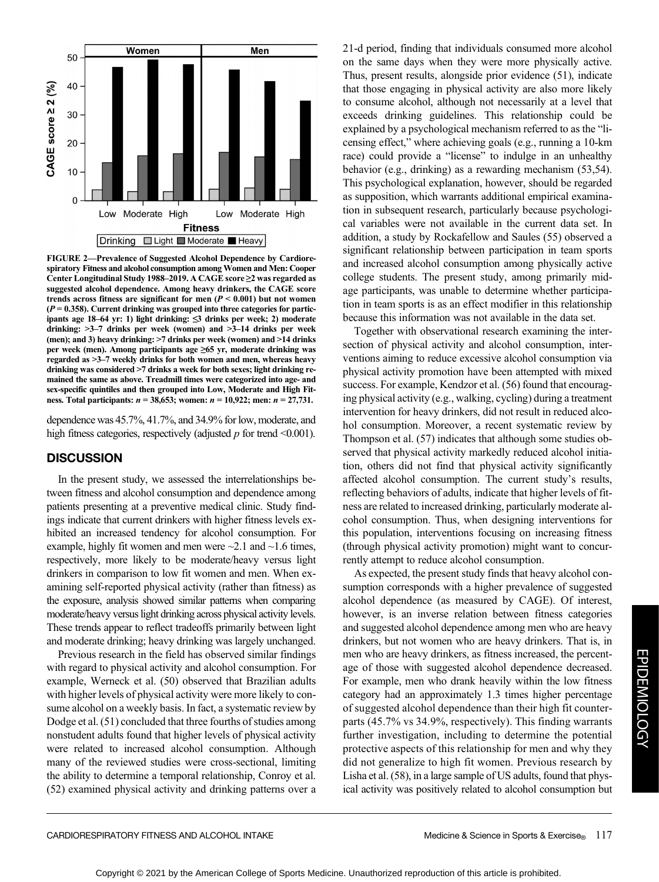FIGURE 2—Prevalence of Suggested Alcohol Dependence by Cardiorespiratory Fitness and alcohol consumption among Women and Men: Cooper Center Longitudinal Study 1988–2019. A CAGE score ≥2 was regarded as suggested alcohol dependence. Among heavy drinkers, the CAGE score trends across fitness are significant for men ($P < 0.001$) but not women ($P = 0.358$). Current drinking was grouped into three categories for participants age 18–64 yr: 1) light drinking: ≤3 drinks per week; 2) moderate drinking: >3–7 drinks per week (women) and >3–14 drinks per week (men); and 3) heavy drinking: >7 drinks per week (women) and >14 drinks per week (men). Among participants age ≥65 yr, moderate drinking was regarded as >3–7 weekly drinks for both women and men, whereas heavy drinking was considered >7 drinks a week for both sexes; light drinking remained the same as above. Treadmill times were categorized into age- and sex-specific quintiles and then grouped into Low, Moderate and High Fitness. Total participants: $n$ = 38,653; women: $n$ = 10,922; men: $n$ = 27,731.

dependence was 45.7%, 41.7%, and 34.9% for low, moderate, and high fitness categories, respectively (adjusted $p$ for trend <0.001).

## DISCUSSION

In the present study, we assessed the interrelationships between fitness and alcohol consumption and dependence among patients presenting at a preventive medical clinic. Study findings indicate that current drinkers with higher fitness levels exhibited an increased tendency for alcohol consumption. For example, highly fit women and men were ~2.1 and ~1.6 times, respectively, more likely to be moderate/heavy versus light drinkers in comparison to low fit women and men. When examining self-reported physical activity (rather than fitness) as the exposure, analysis showed similar patterns when comparing moderate/heavy versus light drinking across physical activity levels. These trends appear to reflect tradeoffs primarily between light and moderate drinking; heavy drinking was largely unchanged.

Previous research in the field has observed similar findings with regard to physical activity and alcohol consumption. For example, Werneck et al. (50) observed that Brazilian adults with higher levels of physical activity were more likely to consume alcohol on a weekly basis. In fact, a systematic review by Dodge et al. (51) concluded that three fourths of studies among nonstudent adults found that higher levels of physical activity were related to increased alcohol consumption. Although many of the reviewed studies were cross-sectional, limiting the ability to determine a temporal relationship, Conroy et al. (52) examined physical activity and drinking patterns over a 21-d period, finding that individuals consumed more alcohol on the same days when they were more physically active. Thus, present results, alongside prior evidence (51), indicate that those engaging in physical activity are also more likely to consume alcohol, although not necessarily at a level that exceeds drinking guidelines. This relationship could be explained by a psychological mechanism referred to as the "licensing effect," where achieving goals (e.g., running a 10-km race) could provide a "license" to indulge in an unhealthy behavior (e.g., drinking) as a rewarding mechanism (53,54). This psychological explanation, however, should be regarded as supposition, which warrants additional empirical examination in subsequent research, particularly because psychological variables were not available in the current data set. In addition, a study by Rockafellow and Saules (55) observed a significant relationship between participation in team sports and increased alcohol consumption among physically active college students. The present study, among primarily midage participants, was unable to determine whether participation in team sports is as an effect modifier in this relationship because this information was not available in the data set.

Together with observational research examining the intersection of physical activity and alcohol consumption, interventions aiming to reduce excessive alcohol consumption via physical activity promotion have been attempted with mixed success. For example, Kendzor et al. (56) found that encouraging physical activity (e.g., walking, cycling) during a treatment intervention for heavy drinkers, did not result in reduced alcohol consumption. Moreover, a recent systematic review by Thompson et al. (57) indicates that although some studies observed that physical activity markedly reduced alcohol initiation, others did not find that physical activity significantly affected alcohol consumption. The current study's results, reflecting behaviors of adults, indicate that higher levels of fitness are related to increased drinking, particularly moderate alcohol consumption. Thus, when designing interventions for this population, interventions focusing on increasing fitness (through physical activity promotion) might want to concurrently attempt to reduce alcohol consumption.

As expected, the present study finds that heavy alcohol consumption corresponds with a higher prevalence of suggested alcohol dependence (as measured by CAGE). Of interest, however, is an inverse relation between fitness categories and suggested alcohol dependence among men who are heavy drinkers, but not women who are heavy drinkers. That is, in men who are heavy drinkers, as fitness increased, the percentage of those with suggested alcohol dependence decreased. For example, men who drank heavily within the low fitness category had an approximately 1.3 times higher percentage of suggested alcohol dependence than their high fit counterparts (45.7% vs 34.9%, respectively). This finding warrants further investigation, including to determine the potential protective aspects of this relationship for men and why they did not generalize to high fit women. Previous research by Lisha et al. (58), in a large sample of US adults, found that physical activity was positively related to alcohol consumption but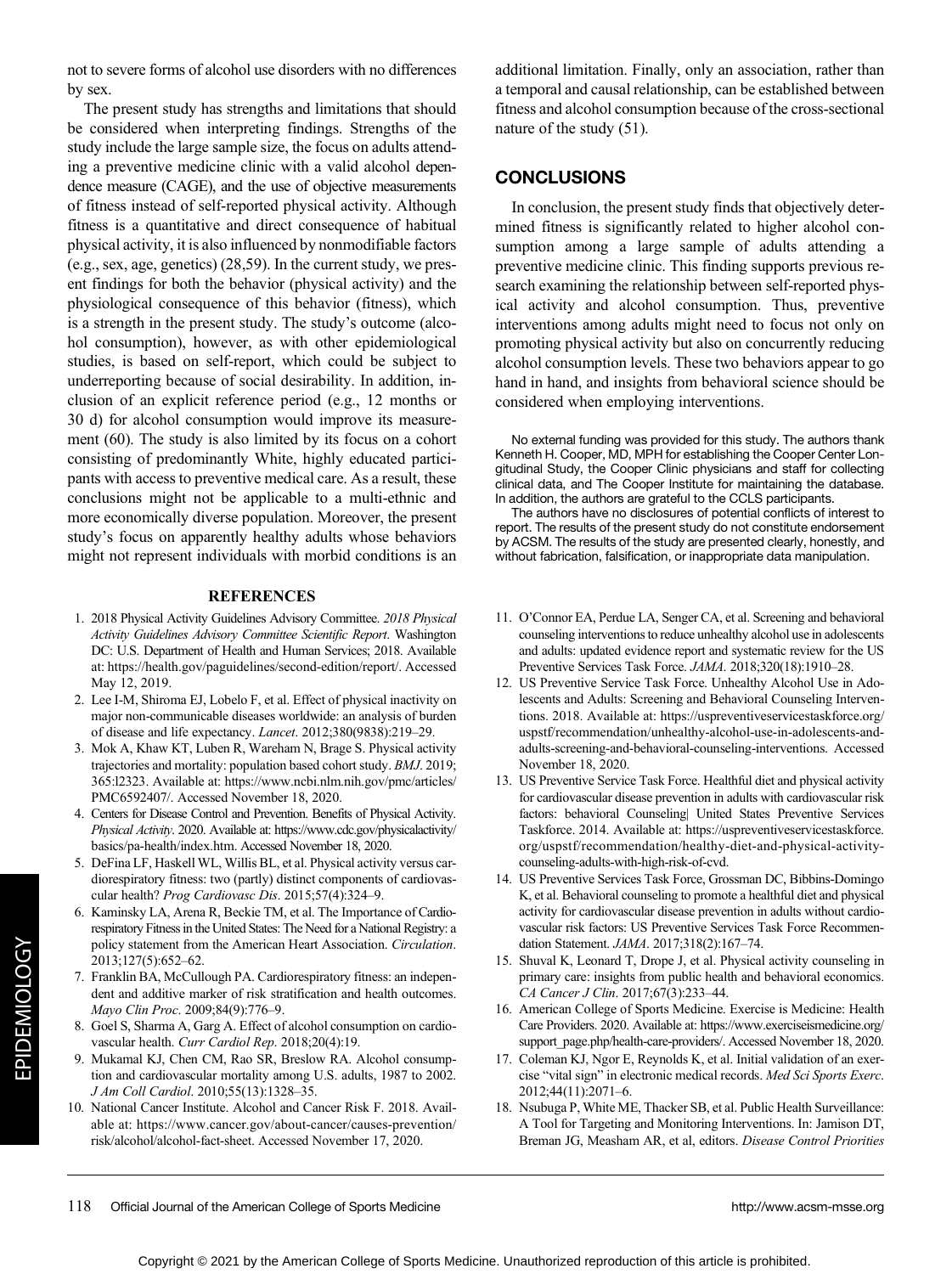not to severe forms of alcohol use disorders with no differences by sex.

The present study has strengths and limitations that should be considered when interpreting findings. Strengths of the study include the large sample size, the focus on adults attending a preventive medicine clinic with a valid alcohol dependence measure (CAGE), and the use of objective measurements of fitness instead of self-reported physical activity. Although fitness is a quantitative and direct consequence of habitual physical activity, it is also influenced by nonmodifiable factors (e.g., sex, age, genetics) (28,59). In the current study, we present findings for both the behavior (physical activity) and the physiological consequence of this behavior (fitness), which is a strength in the present study. The study's outcome (alcohol consumption), however, as with other epidemiological studies, is based on self-report, which could be subject to underreporting because of social desirability. In addition, inclusion of an explicit reference period (e.g., 12 months or 30 d) for alcohol consumption would improve its measurement (60). The study is also limited by its focus on a cohort consisting of predominantly White, highly educated participants with access to preventive medical care. As a result, these conclusions might not be applicable to a multi-ethnic and more economically diverse population. Moreover, the present study's focus on apparently healthy adults whose behaviors might not represent individuals with morbid conditions is an additional limitation. Finally, only an association, rather than a temporal and causal relationship, can be established between fitness and alcohol consumption because of the cross-sectional nature of the study (51).

## CONCLUSIONS

In conclusion, the present study finds that objectively determined fitness is significantly related to higher alcohol consumption among a large sample of adults attending a preventive medicine clinic. This finding supports previous research examining the relationship between self-reported physical activity and alcohol consumption. Thus, preventive interventions among adults might need to focus not only on promoting physical activity but also on concurrently reducing alcohol consumption levels. These two behaviors appear to go hand in hand, and insights from behavioral science should be considered when employing interventions.

No external funding was provided for this study. The authors thank Kenneth H. Cooper, MD, MPH for establishing the Cooper Center Longitudinal Study, the Cooper Clinic physicians and staff for collecting clinical data, and The Cooper Institute for maintaining the database. In addition, the authors are grateful to the CCLS participants.

The authors have no disclosures of potential conflicts of interest to report. The results of the present study do not constitute endorsement by ACSM. The results of the study are presented clearly, honestly, and without fabrication, falsification, or inappropriate data manipulation.

## REFERENCES

1. 2018 Physical Activity Guidelines Advisory Committee. *2018 Physical Activity Guidelines Advisory Committee Scientific Report*. Washington DC: U.S. Department of Health and Human Services; 2018. Available at: https://health.gov/paguidelines/second-edition/report/. Accessed May 12, 2019.
2. Lee I-M, Shiroma EJ, Lobelo F, et al. Effect of physical inactivity on major non-communicable diseases worldwide: an analysis of burden of disease and life expectancy. *Lancet*. 2012;380(9838):219–29.
3. Mok A, Khaw KT, Luben R, Wareham N, Brage S. Physical activity trajectories and mortality: population based cohort study. *BMJ*. 2019; 365:l2323. Available at: https://www.ncbi.nlm.nih.gov/pmc/articles/PMC6592407/. Accessed November 18, 2020.
4. Centers for Disease Control and Prevention. Benefits of Physical Activity. *Physical Activity*. 2020. Available at: https://www.cdc.gov/physicalactivity/basics/pa-health/index.htm. Accessed November 18, 2020.
5. DeFina LF, Haskell WL, Willis BL, et al. Physical activity versus cardiorespiratory fitness: two (partly) distinct components of cardiovascular health? *Prog Cardiovasc Dis*. 2015;57(4):324–9.
6. Kaminsky LA, Arena R, Beckie TM, et al. The Importance of Cardiorespiratory Fitness in the United States: The Need for a National Registry: a policy statement from the American Heart Association. *Circulation*. 2013;127(5):652–62.
7. Franklin BA, McCullough PA. Cardiorespiratory fitness: an independent and additive marker of risk stratification and health outcomes. *Mayo Clin Proc*. 2009;84(9):776–9.
8. Goel S, Sharma A, Garg A. Effect of alcohol consumption on cardiovascular health. *Curr Cardiol Rep*. 2018;20(4):19.
9. Mukamal KJ, Chen CM, Rao SR, Breslow RA. Alcohol consumption and cardiovascular mortality among U.S. adults, 1987 to 2002. *J Am Coll Cardiol*. 2010;55(13):1328–35.
10. National Cancer Institute. Alcohol and Cancer Risk F. 2018. Available at: https://www.cancer.gov/about-cancer/causes-prevention/risk/alcohol/alcohol-fact-sheet. Accessed November 17, 2020.
11. O'Connor EA, Perdue LA, Senger CA, et al. Screening and behavioral counseling interventions to reduce unhealthy alcohol use in adolescents and adults: updated evidence report and systematic review for the US Preventive Services Task Force. *JAMA*. 2018;320(18):1910–28.
12. US Preventive Service Task Force. Unhealthy Alcohol Use in Adolescents and Adults: Screening and Behavioral Counseling Interventions. 2018. Available at: https://uspreventiveservicestaskforce.org/uspstf/recommendation/unhealthy-alcohol-use-in-adolescents-and-adults-screening-and-behavioral-counseling-interventions. Accessed November 18, 2020.
13. US Preventive Service Task Force. Healthful diet and physical activity for cardiovascular disease prevention in adults with cardiovascular risk factors: behavioral Counseling| United States Preventive Services Taskforce. 2014. Available at: https://uspreventiveservicestaskforce.org/uspstf/recommendation/healthy-diet-and-physical-activity-counseling-adults-with-high-risk-of-cvd.
14. US Preventive Services Task Force, Grossman DC, Bibbins-Domingo K, et al. Behavioral counseling to promote a healthful diet and physical activity for cardiovascular disease prevention in adults without cardiovascular risk factors: US Preventive Services Task Force Recommendation Statement. *JAMA*. 2017;318(2):167–74.
15. Shuval K, Leonard T, Drope J, et al. Physical activity counseling in primary care: insights from public health and behavioral economics. *CA Cancer J Clin*. 2017;67(3):233–44.
16. American College of Sports Medicine. Exercise is Medicine: Health Care Providers. 2020. Available at: https://www.exerciseismedicine.org/support_page.php/health-care-providers/. Accessed November 18, 2020.
17. Coleman KJ, Ngor E, Reynolds K, et al. Initial validation of an exercise "vital sign" in electronic medical records. *Med Sci Sports Exerc*. 2012;44(11):2071–6.
18. Nsubuga P, White ME, Thacker SB, et al. Public Health Surveillance: A Tool for Targeting and Monitoring Interventions. In: Jamison DT, Breman JG, Measham AR, et al, editors. *Disease Control Priorities*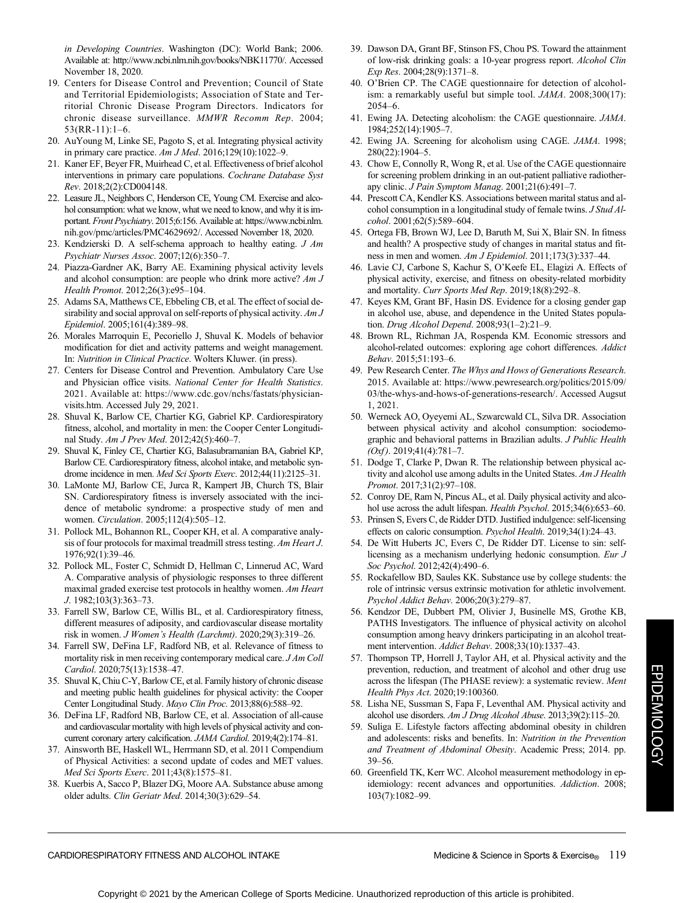*in Developing Countries*. Washington (DC): World Bank; 2006. Available at: http://www.ncbi.nlm.nih.gov/books/NBK11770/. Accessed November 18, 2020.

19. Centers for Disease Control and Prevention; Council of State and Territorial Epidemiologists; Association of State and Territorial Chronic Disease Program Directors. Indicators for chronic disease surveillance. *MMWR Recomm Rep*. 2004; 53(RR-11):1–6.
20. AuYoung M, Linke SE, Pagoto S, et al. Integrating physical activity in primary care practice. *Am J Med*. 2016;129(10):1022–9.
21. Kaner EF, Beyer FR, Muirhead C, et al. Effectiveness of brief alcohol interventions in primary care populations. *Cochrane Database Syst Rev*. 2018;2(2):CD004148.
22. Leasure JL, Neighbors C, Henderson CE, Young CM. Exercise and alcohol consumption: what we know, what we need to know, and why it is important. *Front Psychiatry*. 2015;6:156. Available at: https://www.ncbi.nlm.nih.gov/pmc/articles/PMC4629692/. Accessed November 18, 2020.
23. Kendzierski D. A self-schema approach to healthy eating. *J Am Psychiatr Nurses Assoc*. 2007;12(6):350–7.
24. Piazza-Gardner AK, Barry AE. Examining physical activity levels and alcohol consumption: are people who drink more active? *Am J Health Promot*. 2012;26(3):e95–104.
25. Adams SA, Matthews CE, Ebbeling CB, et al. The effect of social desirability and social approval on self-reports of physical activity. *Am J Epidemiol*. 2005;161(4):389–98.
26. Morales Marroquin E, Pecoriello J, Shuval K. Models of behavior modification for diet and activity patterns and weight management. In: *Nutrition in Clinical Practice*. Wolters Kluwer. (in press).
27. Centers for Disease Control and Prevention. Ambulatory Care Use and Physician office visits. *National Center for Health Statistics*. 2021. Available at: https://www.cdc.gov/nchs/fastats/physician-visits.htm. Accessed July 29, 2021.
28. Shuval K, Barlow CE, Chartier KG, Gabriel KP. Cardiorespiratory fitness, alcohol, and mortality in men: the Cooper Center Longitudinal Study. *Am J Prev Med*. 2012;42(5):460–7.
29. Shuval K, Finley CE, Chartier KG, Balasubramanian BA, Gabriel KP, Barlow CE. Cardiorespiratory fitness, alcohol intake, and metabolic syndrome incidence in men. *Med Sci Sports Exerc*. 2012;44(11):2125–31.
30. LaMonte MJ, Barlow CE, Jurca R, Kampert JB, Church TS, Blair SN. Cardiorespiratory fitness is inversely associated with the incidence of metabolic syndrome: a prospective study of men and women. *Circulation*. 2005;112(4):505–12.
31. Pollock ML, Bohannon RL, Cooper KH, et al. A comparative analysis of four protocols for maximal treadmill stress testing. *Am Heart J*. 1976;92(1):39–46.
32. Pollock ML, Foster C, Schmidt D, Hellman C, Linnerud AC, Ward A. Comparative analysis of physiologic responses to three different maximal graded exercise test protocols in healthy women. *Am Heart J*. 1982;103(3):363–73.
33. Farrell SW, Barlow CE, Willis BL, et al. Cardiorespiratory fitness, different measures of adiposity, and cardiovascular disease mortality risk in women. *J Women's Health (Larchmt)*. 2020;29(3):319–26.
34. Farrell SW, DeFina LF, Radford NB, et al. Relevance of fitness to mortality risk in men receiving contemporary medical care. *J Am Coll Cardiol*. 2020;75(13):1538–47.
35. Shuval K, Chiu C-Y, Barlow CE, et al. Family history of chronic disease and meeting public health guidelines for physical activity: the Cooper Center Longitudinal Study. *Mayo Clin Proc*. 2013;88(6):588–92.
36. DeFina LF, Radford NB, Barlow CE, et al. Association of all-cause and cardiovascular mortality with high levels of physical activity and concurrent coronary artery calcification. *JAMA Cardiol*. 2019;4(2):174–81.
37. Ainsworth BE, Haskell WL, Herrmann SD, et al. 2011 Compendium of Physical Activities: a second update of codes and MET values. *Med Sci Sports Exerc*. 2011;43(8):1575–81.
38. Kuerbis A, Sacco P, Blazer DG, Moore AA. Substance abuse among older adults. *Clin Geriatr Med*. 2014;30(3):629–54.
39. Dawson DA, Grant BF, Stinson FS, Chou PS. Toward the attainment of low-risk drinking goals: a 10-year progress report. *Alcohol Clin Exp Res*. 2004;28(9):1371–8.
40. O'Brien CP. The CAGE questionnaire for detection of alcoholism: a remarkably useful but simple tool. *JAMA*. 2008;300(17): 2054–6.
41. Ewing JA. Detecting alcoholism: the CAGE questionnaire. *JAMA*. 1984;252(14):1905–7.
42. Ewing JA. Screening for alcoholism using CAGE. *JAMA*. 1998; 280(22):1904–5.
43. Chow E, Connolly R, Wong R, et al. Use of the CAGE questionnaire for screening problem drinking in an out-patient palliative radiotherapy clinic. *J Pain Symptom Manag*. 2001;21(6):491–7.
44. Prescott CA, Kendler KS. Associations between marital status and alcohol consumption in a longitudinal study of female twins. *J Stud Alcohol*. 2001;62(5):589–604.
45. Ortega FB, Brown WJ, Lee D, Baruth M, Sui X, Blair SN. In fitness and health? A prospective study of changes in marital status and fitness in men and women. *Am J Epidemiol*. 2011;173(3):337–44.
46. Lavie CJ, Carbone S, Kachur S, O'Keefe EL, Elagizi A. Effects of physical activity, exercise, and fitness on obesity-related morbidity and mortality. *Curr Sports Med Rep*. 2019;18(8):292–8.
47. Keyes KM, Grant BF, Hasin DS. Evidence for a closing gender gap in alcohol use, abuse, and dependence in the United States population. *Drug Alcohol Depend*. 2008;93(1–2):21–9.
48. Brown RL, Richman JA, Rospenda KM. Economic stressors and alcohol-related outcomes: exploring age cohort differences. *Addict Behav*. 2015;51:193–6.
49. Pew Research Center. *The Whys and Hows of Generations Research*. 2015. Available at: https://www.pewresearch.org/politics/2015/09/03/the-whys-and-hows-of-generations-research/. Accessed Augsut 1, 2021.
50. Werneck AO, Oyeyemi AL, Szwarcwald CL, Silva DR. Association between physical activity and alcohol consumption: sociodemographic and behavioral patterns in Brazilian adults. *J Public Health (Oxf)*. 2019;41(4):781–7.
51. Dodge T, Clarke P, Dwan R. The relationship between physical activity and alcohol use among adults in the United States. *Am J Health Promot*. 2017;31(2):97–108.
52. Conroy DE, Ram N, Pincus AL, et al. Daily physical activity and alcohol use across the adult lifespan. *Health Psychol*. 2015;34(6):653–60.
53. Prinsen S, Evers C, de Ridder DTD. Justified indulgence: self-licensing effects on caloric consumption. *Psychol Health*. 2019;34(1):24–43.
54. De Witt Huberts JC, Evers C, De Ridder DT. License to sin: self-licensing as a mechanism underlying hedonic consumption. *Eur J Soc Psychol*. 2012;42(4):490–6.
55. Rockafellow BD, Saules KK. Substance use by college students: the role of intrinsic versus extrinsic motivation for athletic involvement. *Psychol Addict Behav*. 2006;20(3):279–87.
56. Kendzor DE, Dubbert PM, Olivier J, Businelle MS, Grothe KB, PATHS Investigators. The influence of physical activity on alcohol consumption among heavy drinkers participating in an alcohol treatment intervention. *Addict Behav*. 2008;33(10):1337–43.
57. Thompson TP, Horrell J, Taylor AH, et al. Physical activity and the prevention, reduction, and treatment of alcohol and other drug use across the lifespan (The PHASE review): a systematic review. *Ment Health Phys Act*. 2020;19:100360.
58. Lisha NE, Sussman S, Fapa F, Leventhal AM. Physical activity and alcohol use disorders. *Am J Drug Alcohol Abuse*. 2013;39(2):115–20.
59. Suliga E. Lifestyle factors affecting abdominal obesity in children and adolescents: risks and benefits. In: *Nutrition in the Prevention and Treatment of Abdominal Obesity*. Academic Press; 2014. pp. 39–56.
60. Greenfield TK, Kerr WC. Alcohol measurement methodology in epidemiology: recent advances and opportunities. *Addiction*. 2008; 103(7):1082–99.